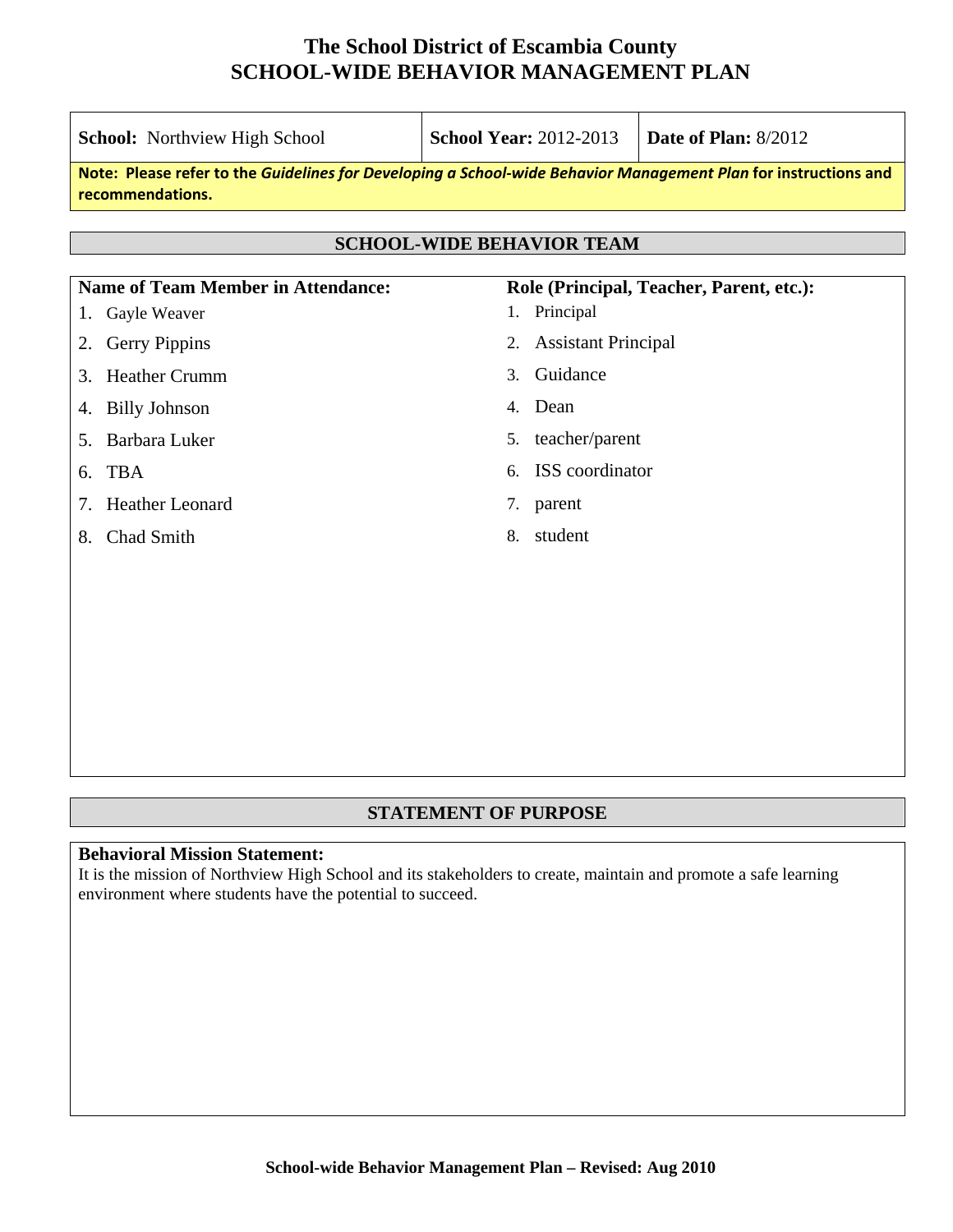# The School District of Escambia County
# SCHOOL-WIDE BEHAVIOR MANAGEMENT PLAN

| **School:** Northview High School | **School Year:** 2012-2013 | **Date of Plan:** 8/2012 |
|---|---|---|

**Note: Please refer to the *Guidelines for Developing a School-wide Behavior Management Plan* for instructions and recommendations.**

## SCHOOL-WIDE BEHAVIOR TEAM

| Name of Team Member in Attendance: | Role (Principal, Teacher, Parent, etc.): |
|---|---|
| 1. Gayle Weaver | 1. Principal |
| 2. Gerry Pippins | 2. Assistant Principal |
| 3. Heather Crumm | 3. Guidance |
| 4. Billy Johnson | 4. Dean |
| 5. Barbara Luker | 5. teacher/parent |
| 6. TBA | 6. ISS coordinator |
| 7. Heather Leonard | 7. parent |
| 8. Chad Smith | 8. student |

## STATEMENT OF PURPOSE

**Behavioral Mission Statement:**
It is the mission of Northview High School and its stakeholders to create, maintain and promote a safe learning environment where students have the potential to succeed.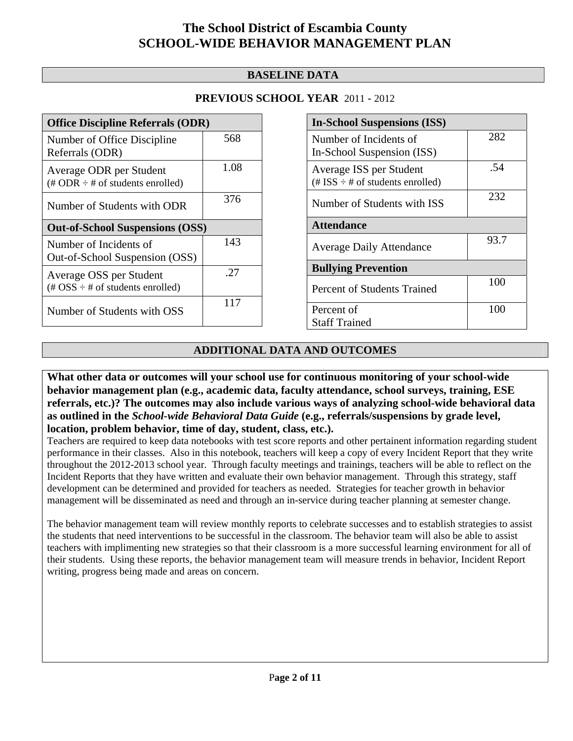# The School District of Escambia County
# SCHOOL-WIDE BEHAVIOR MANAGEMENT PLAN

## BASELINE DATA

**PREVIOUS SCHOOL YEAR** 2011 - 2012

| **Office Discipline Referrals (ODR)** | |
|---|---|
| Number of Office Discipline Referrals (ODR) | 568 |
| Average ODR per Student (# ODR ÷ # of students enrolled) | 1.08 |
| Number of Students with ODR | 376 |
| **Out-of-School Suspensions (OSS)** | |
| Number of Incidents of Out-of-School Suspension (OSS) | 143 |
| Average OSS per Student (# OSS ÷ # of students enrolled) | .27 |
| Number of Students with OSS | 117 |

| **In-School Suspensions (ISS)** | |
|---|---|
| Number of Incidents of In-School Suspension (ISS) | 282 |
| Average ISS per Student (# ISS ÷ # of students enrolled) | .54 |
| Number of Students with ISS | 232 |
| **Attendance** | |
| Average Daily Attendance | 93.7 |
| **Bullying Prevention** | |
| Percent of Students Trained | 100 |
| Percent of Staff Trained | 100 |

## ADDITIONAL DATA AND OUTCOMES

**What other data or outcomes will your school use for continuous monitoring of your school-wide behavior management plan (e.g., academic data, faculty attendance, school surveys, training, ESE referrals, etc.)? The outcomes may also include various ways of analyzing school-wide behavioral data as outlined in the *School-wide Behavioral Data Guide* (e.g., referrals/suspensions by grade level, location, problem behavior, time of day, student, class, etc.).**

Teachers are required to keep data notebooks with test score reports and other pertainent information regarding student performance in their classes. Also in this notebook, teachers will keep a copy of every Incident Report that they write throughout the 2012-2013 school year. Through faculty meetings and trainings, teachers will be able to reflect on the Incident Reports that they have written and evaluate their own behavior management. Through this strategy, staff development can be determined and provided for teachers as needed. Strategies for teacher growth in behavior management will be disseminated as need and through an in-service during teacher planning at semester change.

The behavior management team will review monthly reports to celebrate successes and to establish strategies to assist the students that need interventions to be successful in the classroom. The behavior team will also be able to assist teachers with implimenting new strategies so that their classroom is a more successful learning environment for all of their students. Using these reports, the behavior management team will measure trends in behavior, Incident Report writing, progress being made and areas on concern.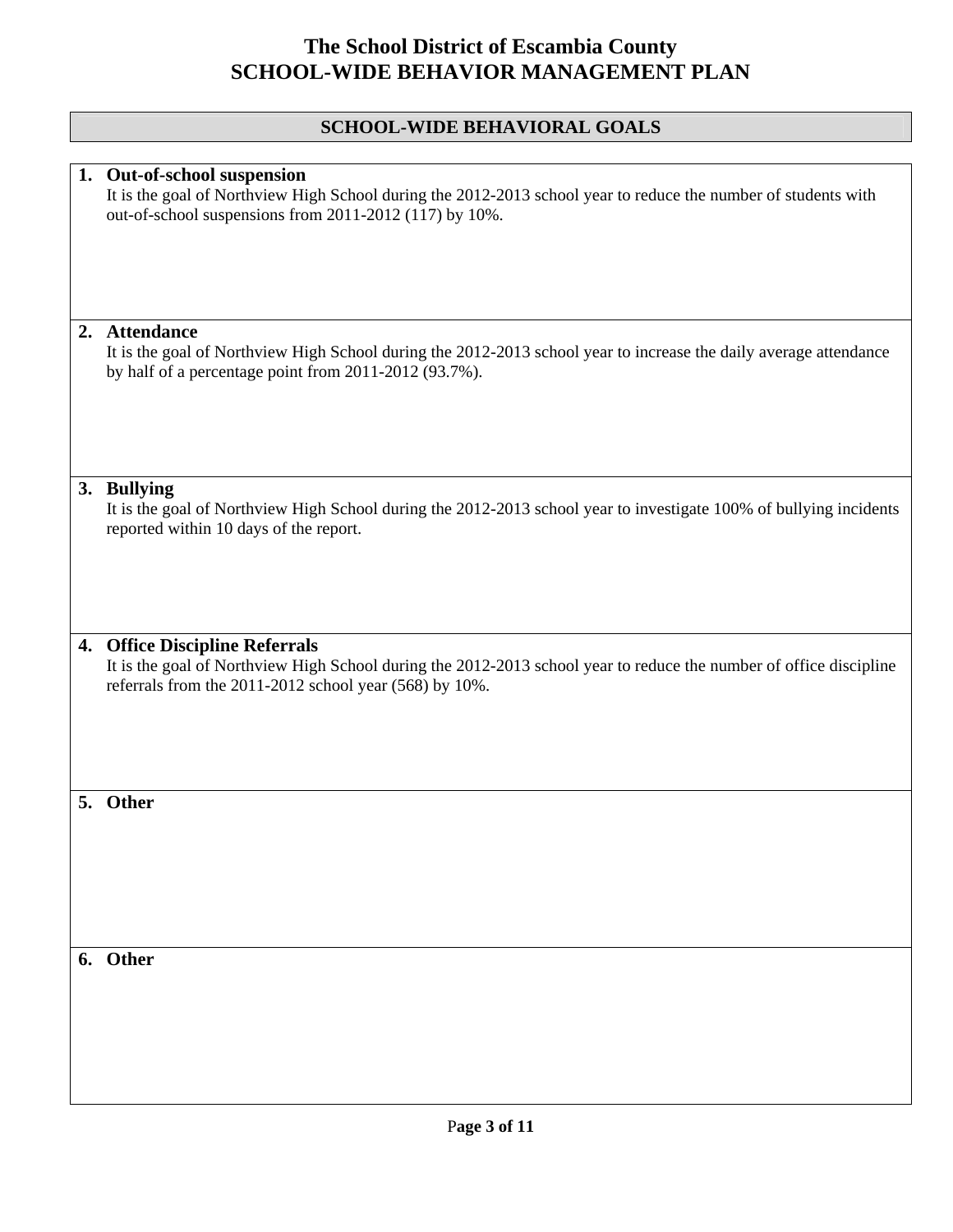# The School District of Escambia County
# SCHOOL-WIDE BEHAVIOR MANAGEMENT PLAN

## SCHOOL-WIDE BEHAVIORAL GOALS

1. **Out-of-school suspension**
   It is the goal of Northview High School during the 2012-2013 school year to reduce the number of students with out-of-school suspensions from 2011-2012 (117) by 10%.

2. **Attendance**
   It is the goal of Northview High School during the 2012-2013 school year to increase the daily average attendance by half of a percentage point from 2011-2012 (93.7%).

3. **Bullying**
   It is the goal of Northview High School during the 2012-2013 school year to investigate 100% of bullying incidents reported within 10 days of the report.

4. **Office Discipline Referrals**
   It is the goal of Northview High School during the 2012-2013 school year to reduce the number of office discipline referrals from the 2011-2012 school year (568) by 10%.

5. **Other**

6. **Other**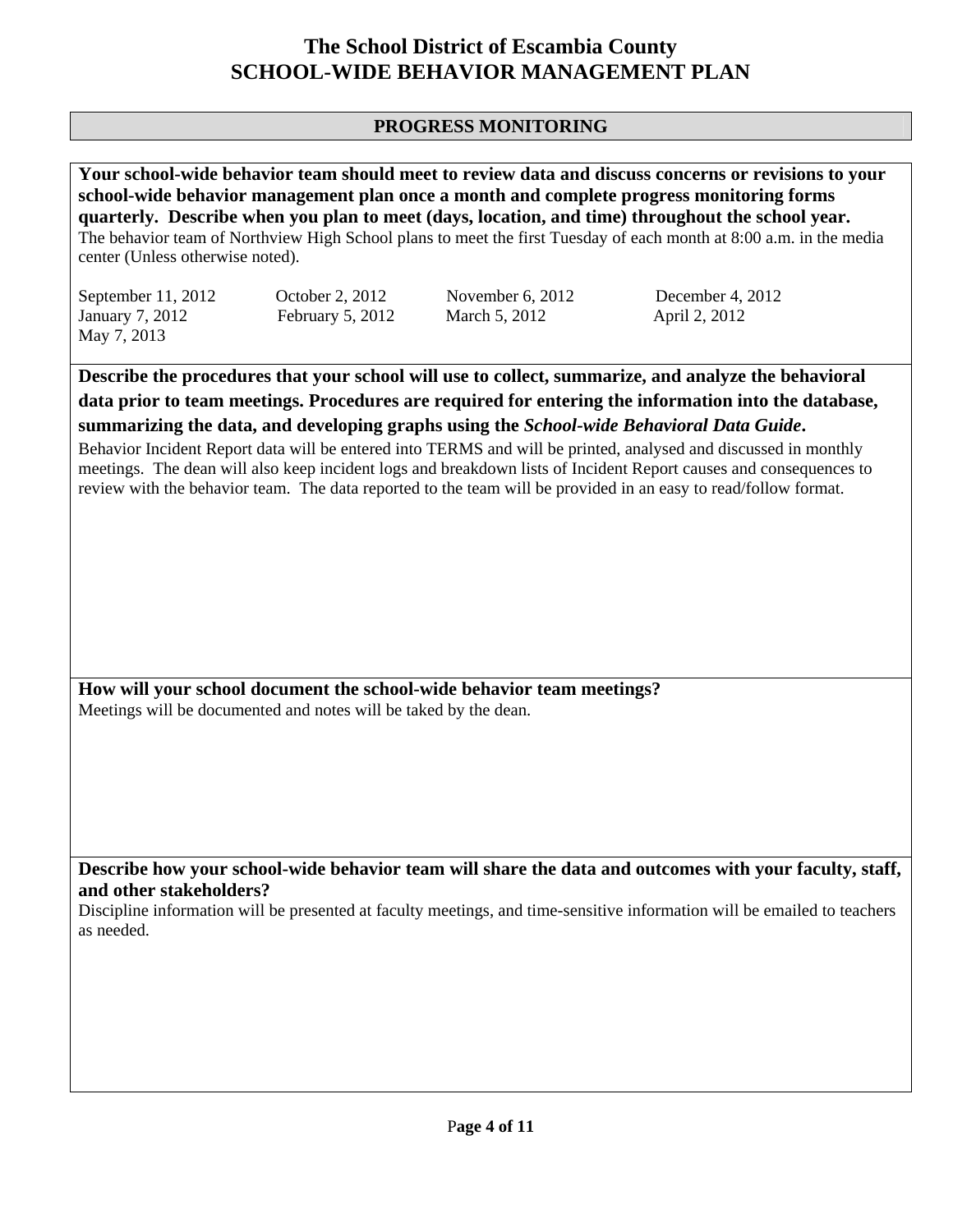# The School District of Escambia County
# SCHOOL-WIDE BEHAVIOR MANAGEMENT PLAN

## PROGRESS MONITORING

**Your school-wide behavior team should meet to review data and discuss concerns or revisions to your school-wide behavior management plan once a month and complete progress monitoring forms quarterly. Describe when you plan to meet (days, location, and time) throughout the school year.**

The behavior team of Northview High School plans to meet the first Tuesday of each month at 8:00 a.m. in the media center (Unless otherwise noted).

| | | | |
|---|---|---|---|
| September 11, 2012 | October 2, 2012 | November 6, 2012 | December 4, 2012 |
| January 7, 2012 | February 5, 2012 | March 5, 2012 | April 2, 2012 |
| May 7, 2013 | | | |

**Describe the procedures that your school will use to collect, summarize, and analyze the behavioral data prior to team meetings. Procedures are required for entering the information into the database, summarizing the data, and developing graphs using the *School-wide Behavioral Data Guide*.**

Behavior Incident Report data will be entered into TERMS and will be printed, analysed and discussed in monthly meetings. The dean will also keep incident logs and breakdown lists of Incident Report causes and consequences to review with the behavior team. The data reported to the team will be provided in an easy to read/follow format.

**How will your school document the school-wide behavior team meetings?**

Meetings will be documented and notes will be taked by the dean.

**Describe how your school-wide behavior team will share the data and outcomes with your faculty, staff, and other stakeholders?**

Discipline information will be presented at faculty meetings, and time-sensitive information will be emailed to teachers as needed.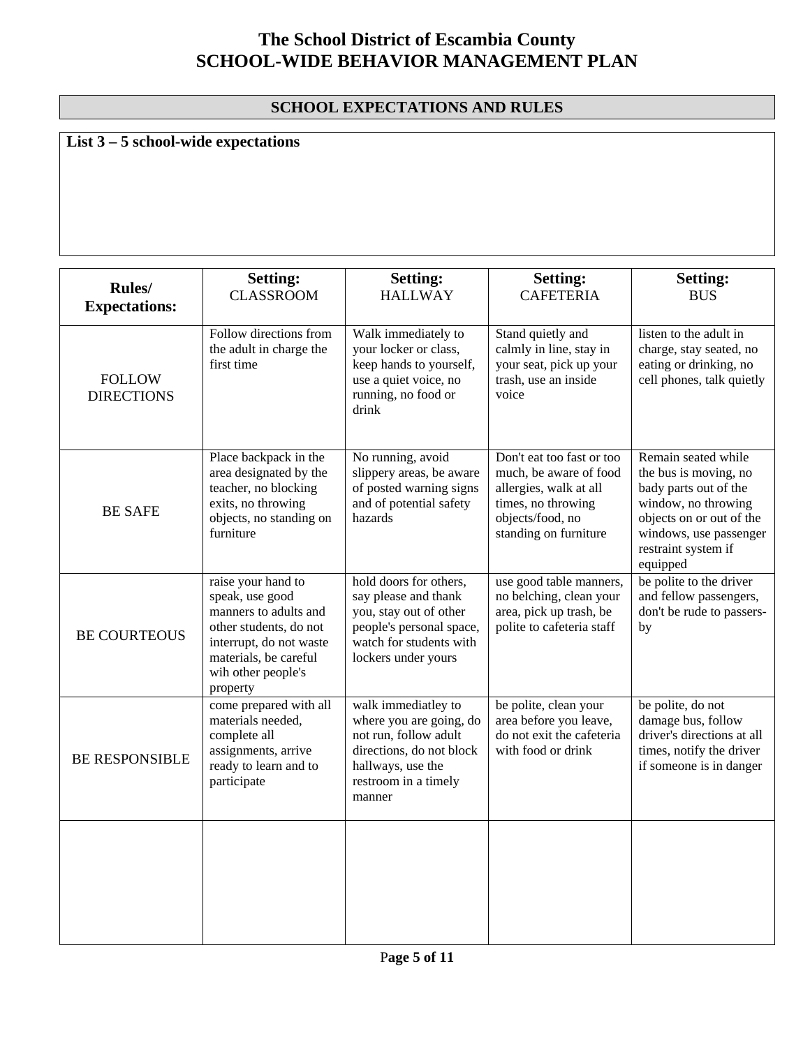# The School District of Escambia County
# SCHOOL-WIDE BEHAVIOR MANAGEMENT PLAN

## SCHOOL EXPECTATIONS AND RULES

**List 3 – 5 school-wide expectations**

| **Rules/ Expectations:** | **Setting:** CLASSROOM | **Setting:** HALLWAY | **Setting:** CAFETERIA | **Setting:** BUS |
|---|---|---|---|---|
| FOLLOW DIRECTIONS | Follow directions from the adult in charge the first time | Walk immediately to your locker or class, keep hands to yourself, use a quiet voice, no running, no food or drink | Stand quietly and calmly in line, stay in your seat, pick up your trash, use an inside voice | listen to the adult in charge, stay seated, no eating or drinking, no cell phones, talk quietly |
| BE SAFE | Place backpack in the area designated by the teacher, no blocking exits, no throwing objects, no standing on furniture | No running, avoid slippery areas, be aware of posted warning signs and of potential safety hazards | Don't eat too fast or too much, be aware of food allergies, walk at all times, no throwing objects/food, no standing on furniture | Remain seated while the bus is moving, no bady parts out of the window, no throwing objects on or out of the windows, use passenger restraint system if equipped |
| BE COURTEOUS | raise your hand to speak, use good manners to adults and other students, do not interrupt, do not waste materials, be careful wih other people's property | hold doors for others, say please and thank you, stay out of other people's personal space, watch for students with lockers under yours | use good table manners, no belching, clean your area, pick up trash, be polite to cafeteria staff | be polite to the driver and fellow passengers, don't be rude to passers-by |
| BE RESPONSIBLE | come prepared with all materials needed, complete all assignments, arrive ready to learn and to participate | walk immediatley to where you are going, do not run, follow adult directions, do not block hallways, use the restroom in a timely manner | be polite, clean your area before you leave, do not exit the cafeteria with food or drink | be polite, do not damage bus, follow driver's directions at all times, notify the driver if someone is in danger |
| | | | | |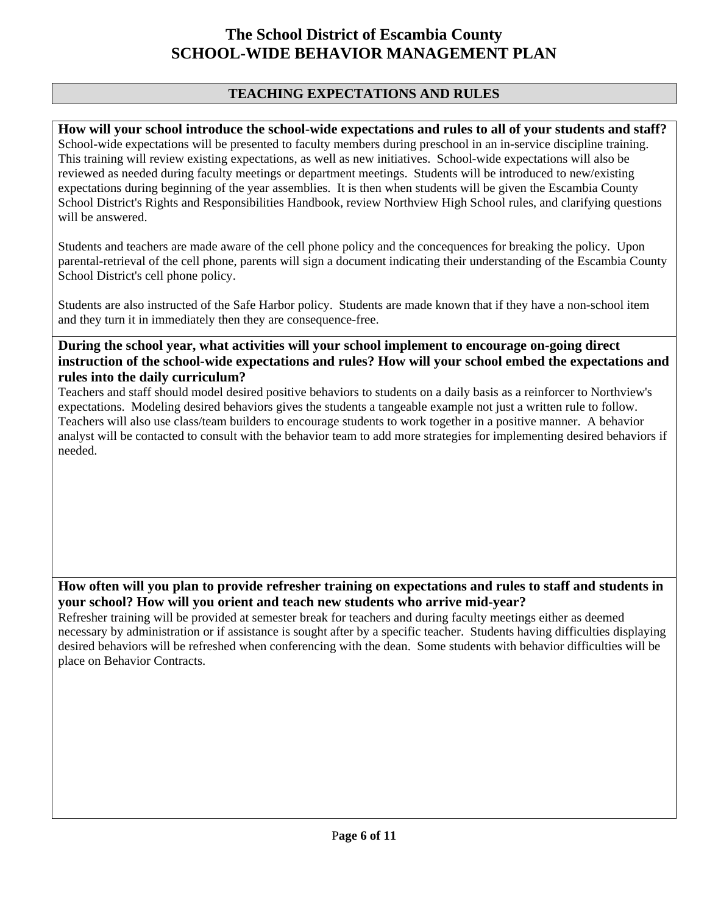# The School District of Escambia County
# SCHOOL-WIDE BEHAVIOR MANAGEMENT PLAN

## TEACHING EXPECTATIONS AND RULES

**How will your school introduce the school-wide expectations and rules to all of your students and staff?**

School-wide expectations will be presented to faculty members during preschool in an in-service discipline training. This training will review existing expectations, as well as new initiatives. School-wide expectations will also be reviewed as needed during faculty meetings or department meetings. Students will be introduced to new/existing expectations during beginning of the year assemblies. It is then when students will be given the Escambia County School District's Rights and Responsibilities Handbook, review Northview High School rules, and clarifying questions will be answered.

Students and teachers are made aware of the cell phone policy and the concequences for breaking the policy. Upon parental-retrieval of the cell phone, parents will sign a document indicating their understanding of the Escambia County School District's cell phone policy.

Students are also instructed of the Safe Harbor policy. Students are made known that if they have a non-school item and they turn it in immediately then they are consequence-free.

**During the school year, what activities will your school implement to encourage on-going direct instruction of the school-wide expectations and rules? How will your school embed the expectations and rules into the daily curriculum?**

Teachers and staff should model desired positive behaviors to students on a daily basis as a reinforcer to Northview's expectations. Modeling desired behaviors gives the students a tangeable example not just a written rule to follow. Teachers will also use class/team builders to encourage students to work together in a positive manner. A behavior analyst will be contacted to consult with the behavior team to add more strategies for implementing desired behaviors if needed.

**How often will you plan to provide refresher training on expectations and rules to staff and students in your school? How will you orient and teach new students who arrive mid-year?**

Refresher training will be provided at semester break for teachers and during faculty meetings either as deemed necessary by administration or if assistance is sought after by a specific teacher. Students having difficulties displaying desired behaviors will be refreshed when conferencing with the dean. Some students with behavior difficulties will be place on Behavior Contracts.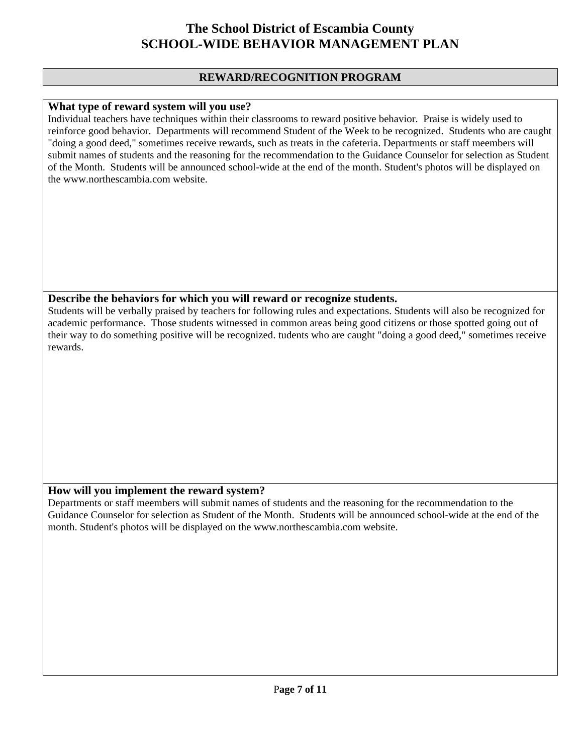# The School District of Escambia County
# SCHOOL-WIDE BEHAVIOR MANAGEMENT PLAN

## REWARD/RECOGNITION PROGRAM

**What type of reward system will you use?**

Individual teachers have techniques within their classrooms to reward positive behavior. Praise is widely used to reinforce good behavior. Departments will recommend Student of the Week to be recognized. Students who are caught "doing a good deed," sometimes receive rewards, such as treats in the cafeteria. Departments or staff meembers will submit names of students and the reasoning for the recommendation to the Guidance Counselor for selection as Student of the Month. Students will be announced school-wide at the end of the month. Student's photos will be displayed on the www.northescambia.com website.

**Describe the behaviors for which you will reward or recognize students.**

Students will be verbally praised by teachers for following rules and expectations. Students will also be recognized for academic performance. Those students witnessed in common areas being good citizens or those spotted going out of their way to do something positive will be recognized. tudents who are caught "doing a good deed," sometimes receive rewards.

**How will you implement the reward system?**

Departments or staff meembers will submit names of students and the reasoning for the recommendation to the Guidance Counselor for selection as Student of the Month. Students will be announced school-wide at the end of the month. Student's photos will be displayed on the www.northescambia.com website.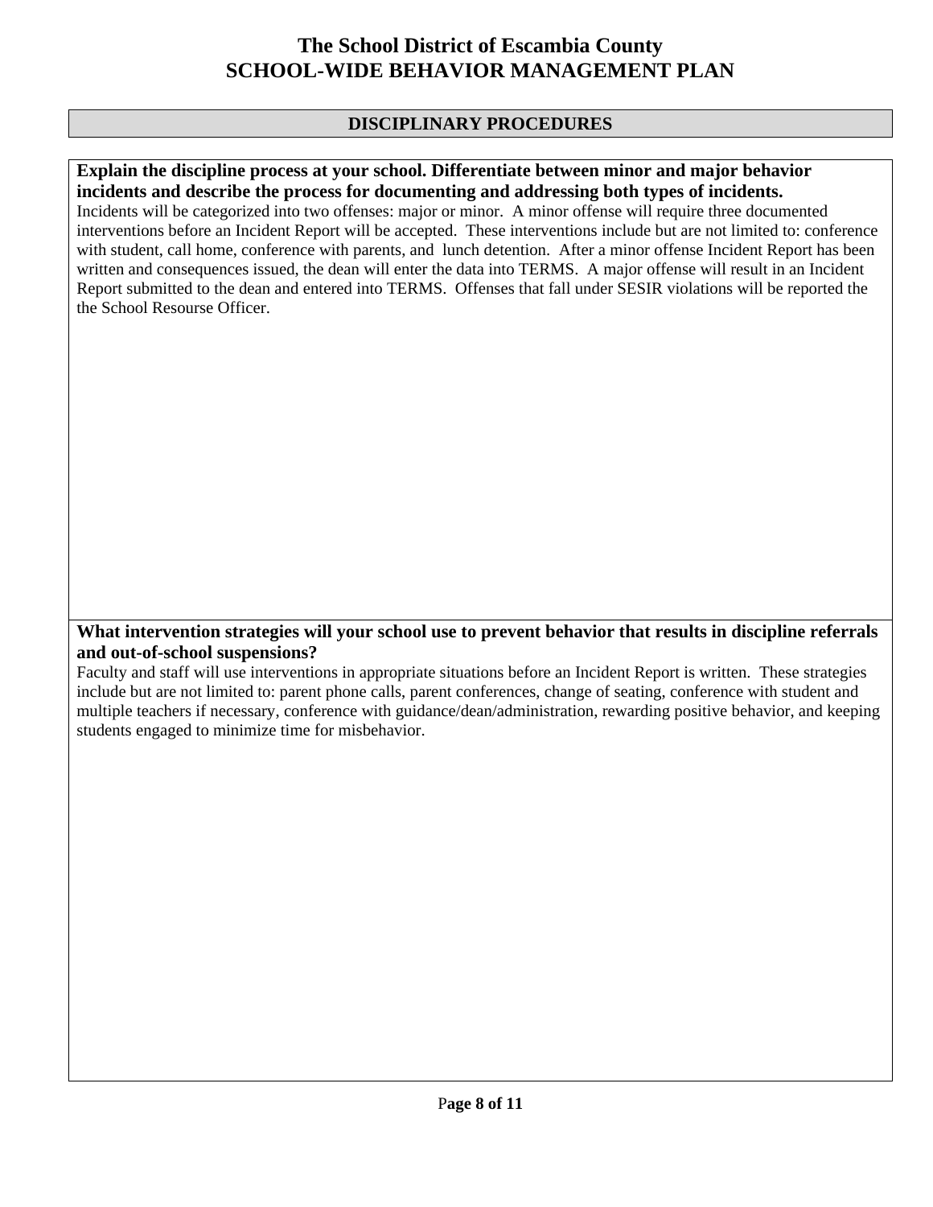# The School District of Escambia County
# SCHOOL-WIDE BEHAVIOR MANAGEMENT PLAN

## DISCIPLINARY PROCEDURES

**Explain the discipline process at your school. Differentiate between minor and major behavior incidents and describe the process for documenting and addressing both types of incidents.**

Incidents will be categorized into two offenses: major or minor. A minor offense will require three documented interventions before an Incident Report will be accepted. These interventions include but are not limited to: conference with student, call home, conference with parents, and lunch detention. After a minor offense Incident Report has been written and consequences issued, the dean will enter the data into TERMS. A major offense will result in an Incident Report submitted to the dean and entered into TERMS. Offenses that fall under SESIR violations will be reported the the School Resourse Officer.

**What intervention strategies will your school use to prevent behavior that results in discipline referrals and out-of-school suspensions?**

Faculty and staff will use interventions in appropriate situations before an Incident Report is written. These strategies include but are not limited to: parent phone calls, parent conferences, change of seating, conference with student and multiple teachers if necessary, conference with guidance/dean/administration, rewarding positive behavior, and keeping students engaged to minimize time for misbehavior.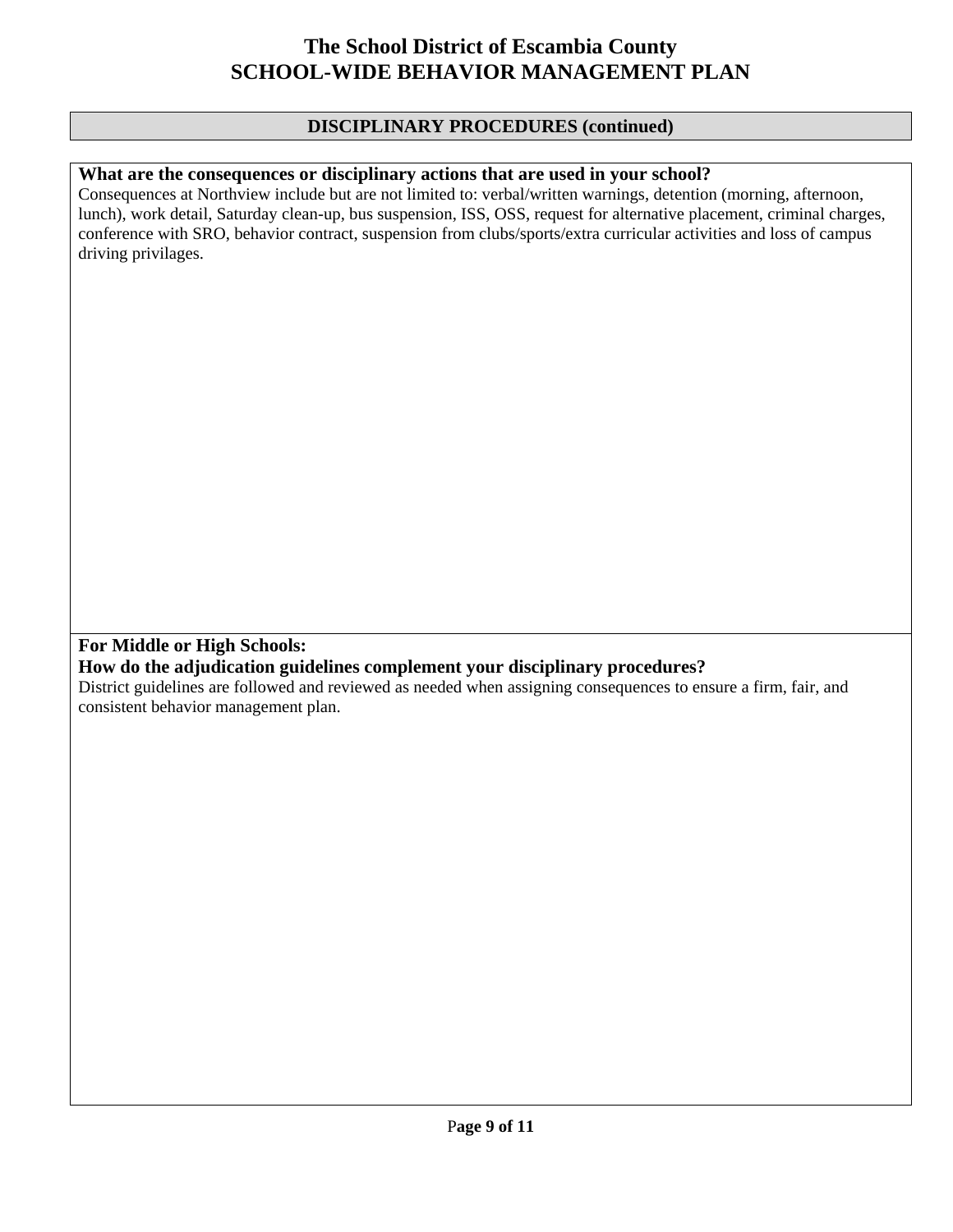# The School District of Escambia County
# SCHOOL-WIDE BEHAVIOR MANAGEMENT PLAN

## DISCIPLINARY PROCEDURES (continued)

**What are the consequences or disciplinary actions that are used in your school?**

Consequences at Northview include but are not limited to: verbal/written warnings, detention (morning, afternoon, lunch), work detail, Saturday clean-up, bus suspension, ISS, OSS, request for alternative placement, criminal charges, conference with SRO, behavior contract, suspension from clubs/sports/extra curricular activities and loss of campus driving privilages.

**For Middle or High Schools:**
**How do the adjudication guidelines complement your disciplinary procedures?**

District guidelines are followed and reviewed as needed when assigning consequences to ensure a firm, fair, and consistent behavior management plan.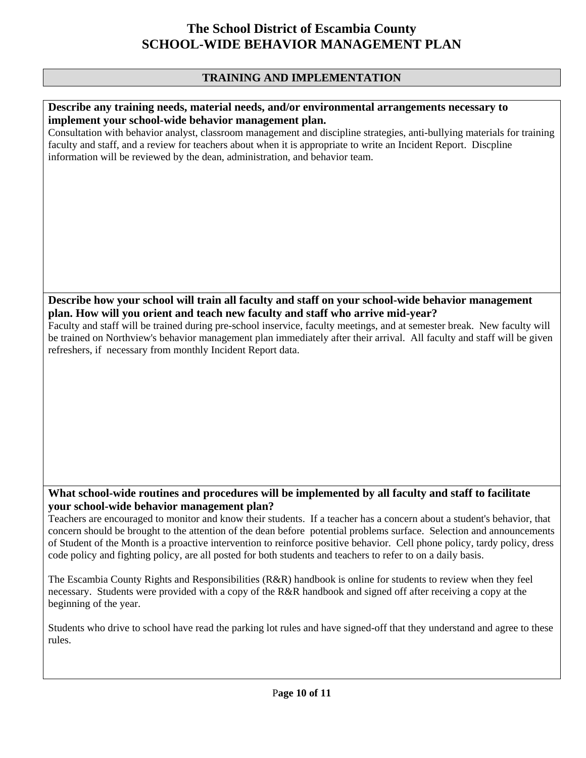# The School District of Escambia County
# SCHOOL-WIDE BEHAVIOR MANAGEMENT PLAN

## TRAINING AND IMPLEMENTATION

**Describe any training needs, material needs, and/or environmental arrangements necessary to implement your school-wide behavior management plan.**

Consultation with behavior analyst, classroom management and discipline strategies, anti-bullying materials for training faculty and staff, and a review for teachers about when it is appropriate to write an Incident Report. Discpline information will be reviewed by the dean, administration, and behavior team.

**Describe how your school will train all faculty and staff on your school-wide behavior management plan. How will you orient and teach new faculty and staff who arrive mid-year?**

Faculty and staff will be trained during pre-school inservice, faculty meetings, and at semester break. New faculty will be trained on Northview's behavior management plan immediately after their arrival. All faculty and staff will be given refreshers, if necessary from monthly Incident Report data.

**What school-wide routines and procedures will be implemented by all faculty and staff to facilitate your school-wide behavior management plan?**

Teachers are encouraged to monitor and know their students. If a teacher has a concern about a student's behavior, that concern should be brought to the attention of the dean before potential problems surface. Selection and announcements of Student of the Month is a proactive intervention to reinforce positive behavior. Cell phone policy, tardy policy, dress code policy and fighting policy, are all posted for both students and teachers to refer to on a daily basis.

The Escambia County Rights and Responsibilities (R&R) handbook is online for students to review when they feel necessary. Students were provided with a copy of the R&R handbook and signed off after receiving a copy at the beginning of the year.

Students who drive to school have read the parking lot rules and have signed-off that they understand and agree to these rules.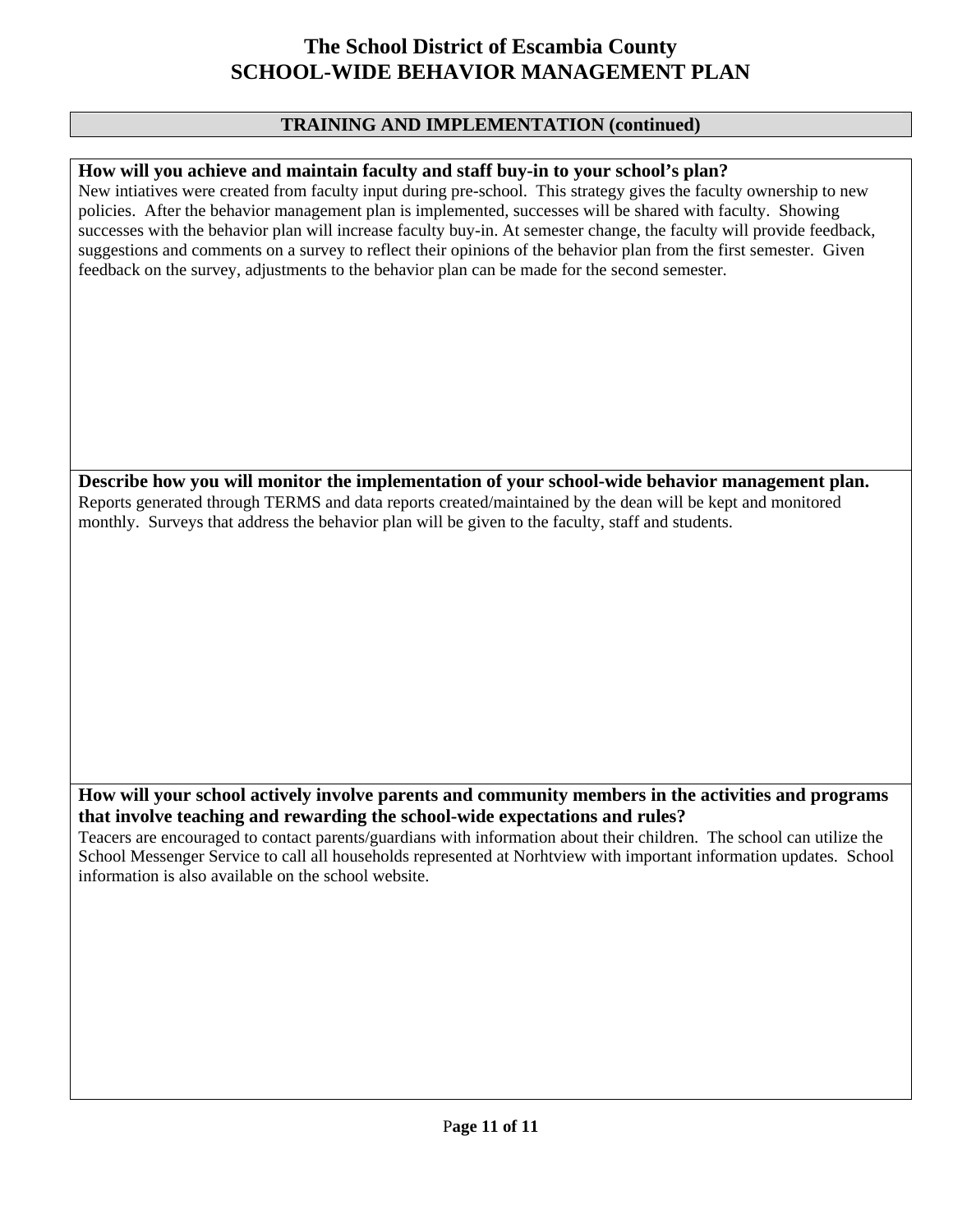# The School District of Escambia County
# SCHOOL-WIDE BEHAVIOR MANAGEMENT PLAN

## TRAINING AND IMPLEMENTATION (continued)

**How will you achieve and maintain faculty and staff buy-in to your school's plan?**

New intiatives were created from faculty input during pre-school. This strategy gives the faculty ownership to new policies. After the behavior management plan is implemented, successes will be shared with faculty. Showing successes with the behavior plan will increase faculty buy-in. At semester change, the faculty will provide feedback, suggestions and comments on a survey to reflect their opinions of the behavior plan from the first semester. Given feedback on the survey, adjustments to the behavior plan can be made for the second semester.

**Describe how you will monitor the implementation of your school-wide behavior management plan.**

Reports generated through TERMS and data reports created/maintained by the dean will be kept and monitored monthly. Surveys that address the behavior plan will be given to the faculty, staff and students.

**How will your school actively involve parents and community members in the activities and programs that involve teaching and rewarding the school-wide expectations and rules?**

Teacers are encouraged to contact parents/guardians with information about their children. The school can utilize the School Messenger Service to call all households represented at Norhtview with important information updates. School information is also available on the school website.